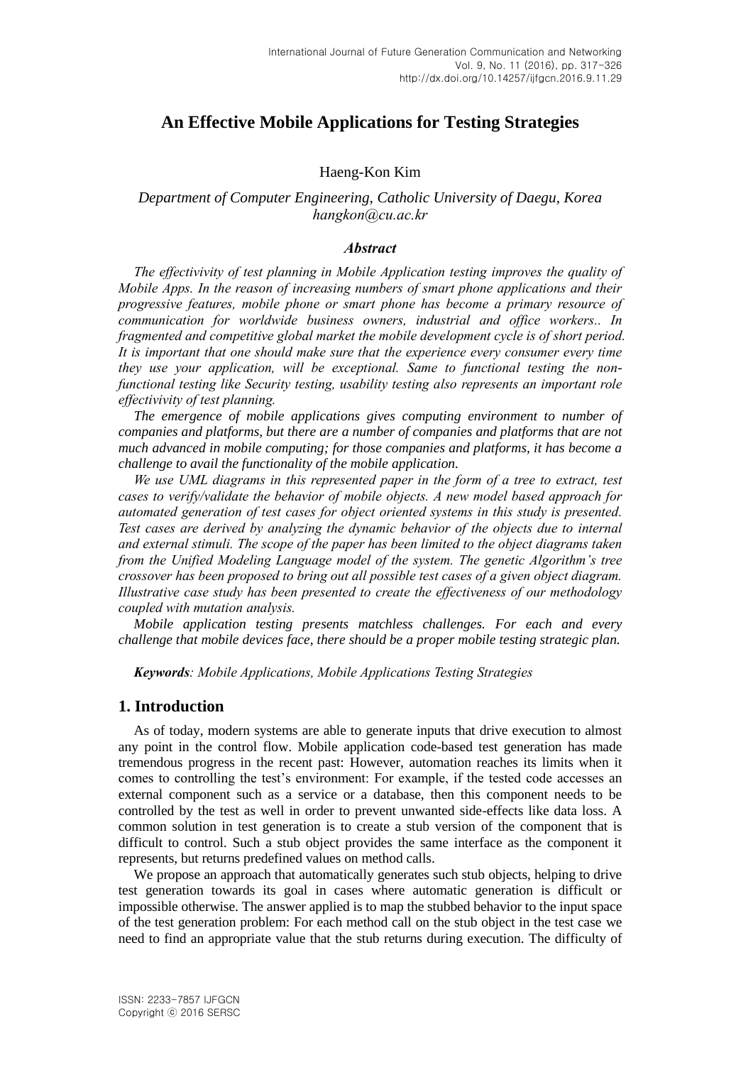# An Effective Mobile Applications for Testing Strategies

Haeng-Kon Kim

*Department of Computer Engineering, Catholic University of Daegu, Korea*
*hangkon@cu.ac.kr*

### *Abstract*

*The effectivivity of test planning in Mobile Application testing improves the quality of Mobile Apps. In the reason of increasing numbers of smart phone applications and their progressive features, mobile phone or smart phone has become a primary resource of communication for worldwide business owners, industrial and office workers.. In fragmented and competitive global market the mobile development cycle is of short period. It is important that one should make sure that the experience every consumer every time they use your application, will be exceptional. Same to functional testing the non-functional testing like Security testing, usability testing also represents an important role effectivivity of test planning.*

*The emergence of mobile applications gives computing environment to number of companies and platforms, but there are a number of companies and platforms that are not much advanced in mobile computing; for those companies and platforms, it has become a challenge to avail the functionality of the mobile application.*

*We use UML diagrams in this represented paper in the form of a tree to extract, test cases to verify/validate the behavior of mobile objects. A new model based approach for automated generation of test cases for object oriented systems in this study is presented. Test cases are derived by analyzing the dynamic behavior of the objects due to internal and external stimuli. The scope of the paper has been limited to the object diagrams taken from the Unified Modeling Language model of the system. The genetic Algorithm's tree crossover has been proposed to bring out all possible test cases of a given object diagram. Illustrative case study has been presented to create the effectiveness of our methodology coupled with mutation analysis.*

*Mobile application testing presents matchless challenges. For each and every challenge that mobile devices face, there should be a proper mobile testing strategic plan.*

***Keywords**: Mobile Applications, Mobile Applications Testing Strategies*

## 1. Introduction

As of today, modern systems are able to generate inputs that drive execution to almost any point in the control flow. Mobile application code-based test generation has made tremendous progress in the recent past: However, automation reaches its limits when it comes to controlling the test's environment: For example, if the tested code accesses an external component such as a service or a database, then this component needs to be controlled by the test as well in order to prevent unwanted side-effects like data loss. A common solution in test generation is to create a stub version of the component that is difficult to control. Such a stub object provides the same interface as the component it represents, but returns predefined values on method calls.

We propose an approach that automatically generates such stub objects, helping to drive test generation towards its goal in cases where automatic generation is difficult or impossible otherwise. The answer applied is to map the stubbed behavior to the input space of the test generation problem: For each method call on the stub object in the test case we need to find an appropriate value that the stub returns during execution. The difficulty of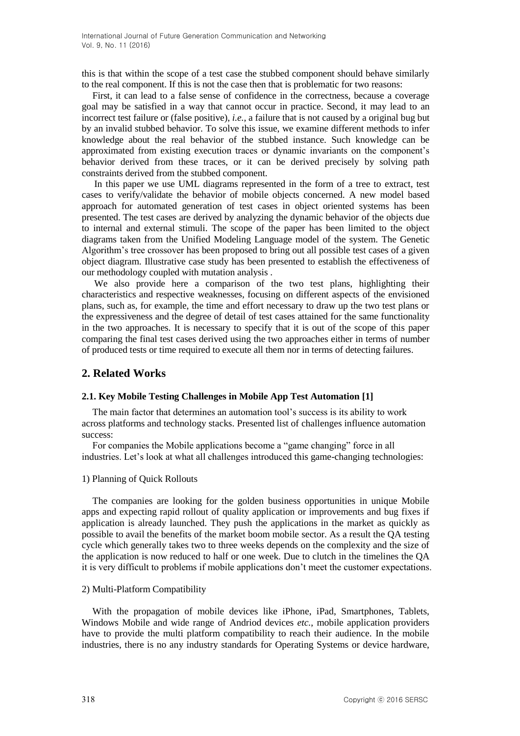this is that within the scope of a test case the stubbed component should behave similarly to the real component. If this is not the case then that is problematic for two reasons:

First, it can lead to a false sense of confidence in the correctness, because a coverage goal may be satisfied in a way that cannot occur in practice. Second, it may lead to an incorrect test failure or (false positive), *i.e.*, a failure that is not caused by a original bug but by an invalid stubbed behavior. To solve this issue, we examine different methods to infer knowledge about the real behavior of the stubbed instance. Such knowledge can be approximated from existing execution traces or dynamic invariants on the component's behavior derived from these traces, or it can be derived precisely by solving path constraints derived from the stubbed component.

In this paper we use UML diagrams represented in the form of a tree to extract, test cases to verify/validate the behavior of mobile objects concerned. A new model based approach for automated generation of test cases in object oriented systems has been presented. The test cases are derived by analyzing the dynamic behavior of the objects due to internal and external stimuli. The scope of the paper has been limited to the object diagrams taken from the Unified Modeling Language model of the system. The Genetic Algorithm's tree crossover has been proposed to bring out all possible test cases of a given object diagram. Illustrative case study has been presented to establish the effectiveness of our methodology coupled with mutation analysis .

We also provide here a comparison of the two test plans, highlighting their characteristics and respective weaknesses, focusing on different aspects of the envisioned plans, such as, for example, the time and effort necessary to draw up the two test plans or the expressiveness and the degree of detail of test cases attained for the same functionality in the two approaches. It is necessary to specify that it is out of the scope of this paper comparing the final test cases derived using the two approaches either in terms of number of produced tests or time required to execute all them nor in terms of detecting failures.

## 2. Related Works

### 2.1. Key Mobile Testing Challenges in Mobile App Test Automation [1]

The main factor that determines an automation tool's success is its ability to work across platforms and technology stacks. Presented list of challenges influence automation success:

For companies the Mobile applications become a "game changing" force in all industries. Let's look at what all challenges introduced this game-changing technologies:

1) Planning of Quick Rollouts

The companies are looking for the golden business opportunities in unique Mobile apps and expecting rapid rollout of quality application or improvements and bug fixes if application is already launched. They push the applications in the market as quickly as possible to avail the benefits of the market boom mobile sector. As a result the QA testing cycle which generally takes two to three weeks depends on the complexity and the size of the application is now reduced to half or one week. Due to clutch in the timelines the QA it is very difficult to problems if mobile applications don't meet the customer expectations.

2) Multi-Platform Compatibility

With the propagation of mobile devices like iPhone, iPad, Smartphones, Tablets, Windows Mobile and wide range of Andriod devices *etc.*, mobile application providers have to provide the multi platform compatibility to reach their audience. In the mobile industries, there is no any industry standards for Operating Systems or device hardware,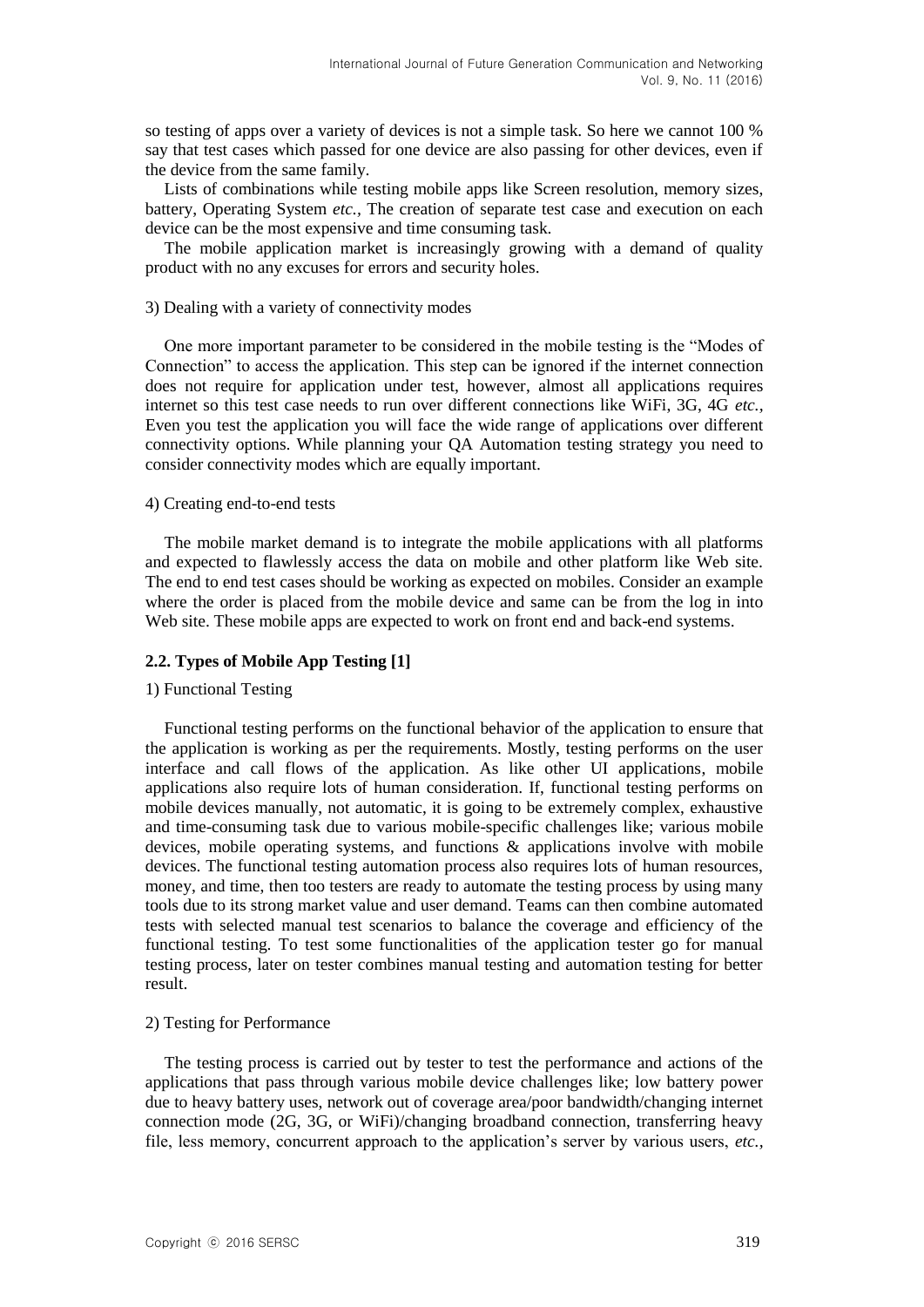so testing of apps over a variety of devices is not a simple task. So here we cannot 100 % say that test cases which passed for one device are also passing for other devices, even if the device from the same family.

Lists of combinations while testing mobile apps like Screen resolution, memory sizes, battery, Operating System *etc.*, The creation of separate test case and execution on each device can be the most expensive and time consuming task.

The mobile application market is increasingly growing with a demand of quality product with no any excuses for errors and security holes.

3) Dealing with a variety of connectivity modes

One more important parameter to be considered in the mobile testing is the "Modes of Connection" to access the application. This step can be ignored if the internet connection does not require for application under test, however, almost all applications requires internet so this test case needs to run over different connections like WiFi, 3G, 4G *etc.*, Even you test the application you will face the wide range of applications over different connectivity options. While planning your QA Automation testing strategy you need to consider connectivity modes which are equally important.

4) Creating end-to-end tests

The mobile market demand is to integrate the mobile applications with all platforms and expected to flawlessly access the data on mobile and other platform like Web site. The end to end test cases should be working as expected on mobiles. Consider an example where the order is placed from the mobile device and same can be from the log in into Web site. These mobile apps are expected to work on front end and back-end systems.

### 2.2. Types of Mobile App Testing [1]

1) Functional Testing

Functional testing performs on the functional behavior of the application to ensure that the application is working as per the requirements. Mostly, testing performs on the user interface and call flows of the application. As like other UI applications, mobile applications also require lots of human consideration. If, functional testing performs on mobile devices manually, not automatic, it is going to be extremely complex, exhaustive and time-consuming task due to various mobile-specific challenges like; various mobile devices, mobile operating systems, and functions & applications involve with mobile devices. The functional testing automation process also requires lots of human resources, money, and time, then too testers are ready to automate the testing process by using many tools due to its strong market value and user demand. Teams can then combine automated tests with selected manual test scenarios to balance the coverage and efficiency of the functional testing. To test some functionalities of the application tester go for manual testing process, later on tester combines manual testing and automation testing for better result.

2) Testing for Performance

The testing process is carried out by tester to test the performance and actions of the applications that pass through various mobile device challenges like; low battery power due to heavy battery uses, network out of coverage area/poor bandwidth/changing internet connection mode (2G, 3G, or WiFi)/changing broadband connection, transferring heavy file, less memory, concurrent approach to the application's server by various users, *etc.*,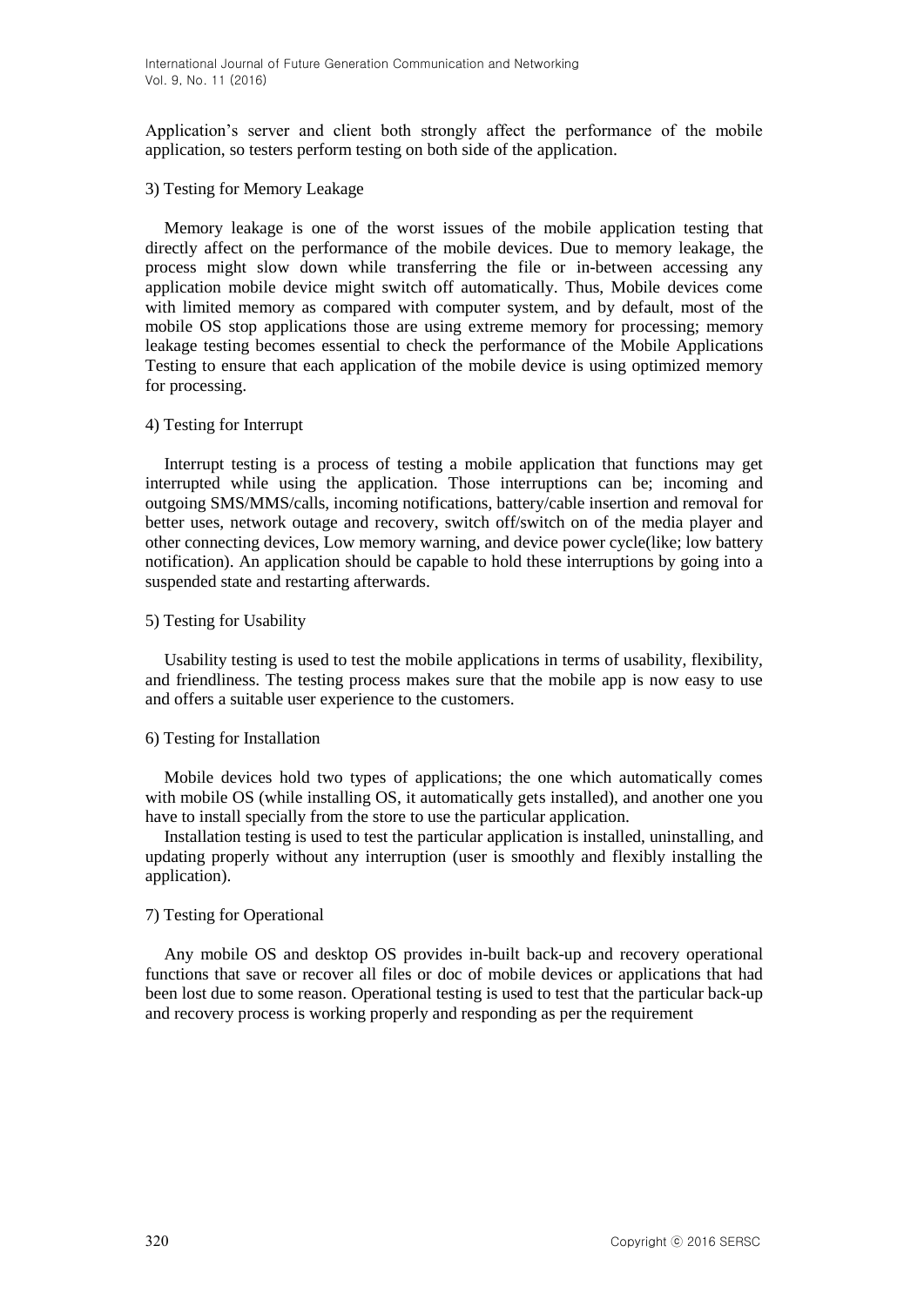Application's server and client both strongly affect the performance of the mobile application, so testers perform testing on both side of the application.

3) Testing for Memory Leakage

Memory leakage is one of the worst issues of the mobile application testing that directly affect on the performance of the mobile devices. Due to memory leakage, the process might slow down while transferring the file or in-between accessing any application mobile device might switch off automatically. Thus, Mobile devices come with limited memory as compared with computer system, and by default, most of the mobile OS stop applications those are using extreme memory for processing; memory leakage testing becomes essential to check the performance of the Mobile Applications Testing to ensure that each application of the mobile device is using optimized memory for processing.

4) Testing for Interrupt

Interrupt testing is a process of testing a mobile application that functions may get interrupted while using the application. Those interruptions can be; incoming and outgoing SMS/MMS/calls, incoming notifications, battery/cable insertion and removal for better uses, network outage and recovery, switch off/switch on of the media player and other connecting devices, Low memory warning, and device power cycle(like; low battery notification). An application should be capable to hold these interruptions by going into a suspended state and restarting afterwards.

5) Testing for Usability

Usability testing is used to test the mobile applications in terms of usability, flexibility, and friendliness. The testing process makes sure that the mobile app is now easy to use and offers a suitable user experience to the customers.

6) Testing for Installation

Mobile devices hold two types of applications; the one which automatically comes with mobile OS (while installing OS, it automatically gets installed), and another one you have to install specially from the store to use the particular application.

Installation testing is used to test the particular application is installed, uninstalling, and updating properly without any interruption (user is smoothly and flexibly installing the application).

7) Testing for Operational

Any mobile OS and desktop OS provides in-built back-up and recovery operational functions that save or recover all files or doc of mobile devices or applications that had been lost due to some reason. Operational testing is used to test that the particular back-up and recovery process is working properly and responding as per the requirement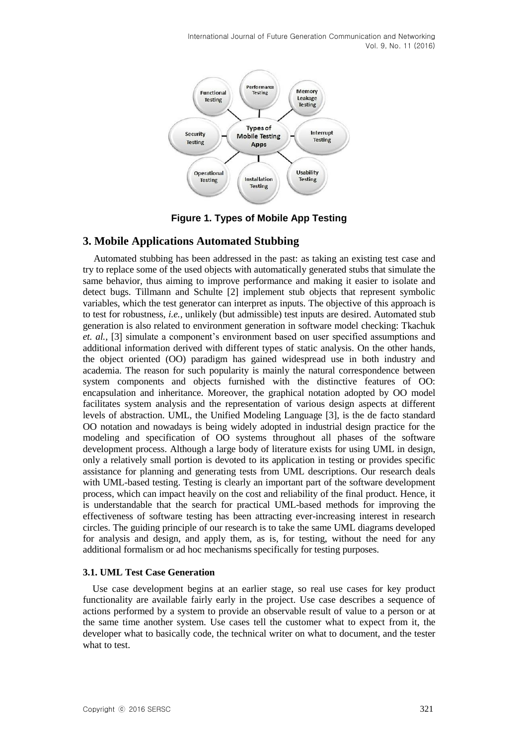**Figure 1. Types of Mobile App Testing**

## 3. Mobile Applications Automated Stubbing

Automated stubbing has been addressed in the past: as taking an existing test case and try to replace some of the used objects with automatically generated stubs that simulate the same behavior, thus aiming to improve performance and making it easier to isolate and detect bugs. Tillmann and Schulte [2] implement stub objects that represent symbolic variables, which the test generator can interpret as inputs. The objective of this approach is to test for robustness, *i.e.*, unlikely (but admissible) test inputs are desired. Automated stub generation is also related to environment generation in software model checking: Tkachuk *et. al.*, [3] simulate a component's environment based on user specified assumptions and additional information derived with different types of static analysis. On the other hands, the object oriented (OO) paradigm has gained widespread use in both industry and academia. The reason for such popularity is mainly the natural correspondence between system components and objects furnished with the distinctive features of OO: encapsulation and inheritance. Moreover, the graphical notation adopted by OO model facilitates system analysis and the representation of various design aspects at different levels of abstraction. UML, the Unified Modeling Language [3], is the de facto standard OO notation and nowadays is being widely adopted in industrial design practice for the modeling and specification of OO systems throughout all phases of the software development process. Although a large body of literature exists for using UML in design, only a relatively small portion is devoted to its application in testing or provides specific assistance for planning and generating tests from UML descriptions. Our research deals with UML-based testing. Testing is clearly an important part of the software development process, which can impact heavily on the cost and reliability of the final product. Hence, it is understandable that the search for practical UML-based methods for improving the effectiveness of software testing has been attracting ever-increasing interest in research circles. The guiding principle of our research is to take the same UML diagrams developed for analysis and design, and apply them, as is, for testing, without the need for any additional formalism or ad hoc mechanisms specifically for testing purposes.

### 3.1. UML Test Case Generation

Use case development begins at an earlier stage, so real use cases for key product functionality are available fairly early in the project. Use case describes a sequence of actions performed by a system to provide an observable result of value to a person or at the same time another system. Use cases tell the customer what to expect from it, the developer what to basically code, the technical writer on what to document, and the tester what to test.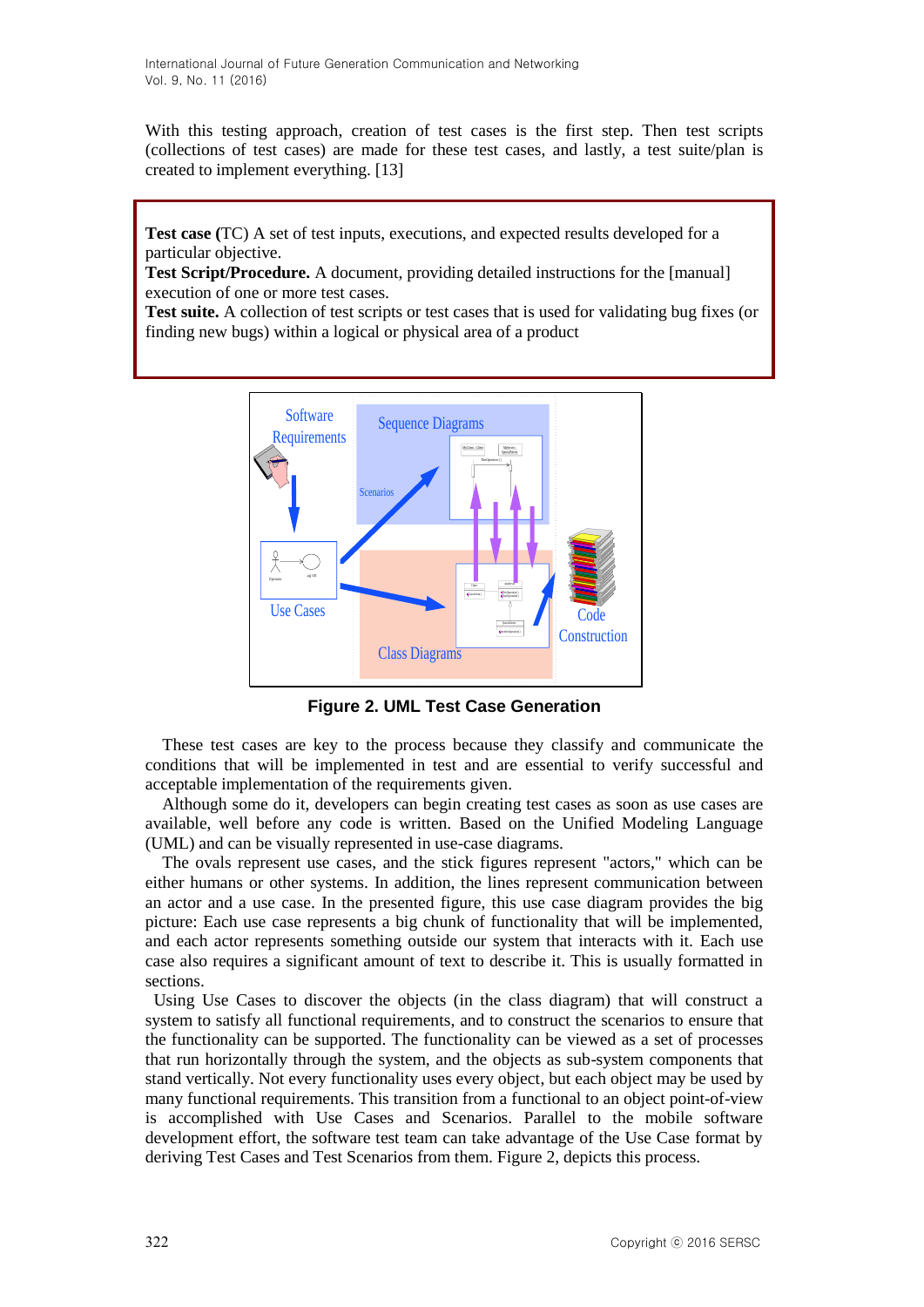With this testing approach, creation of test cases is the first step. Then test scripts (collections of test cases) are made for these test cases, and lastly, a test suite/plan is created to implement everything. [13]

> **Test case** (TC) A set of test inputs, executions, and expected results developed for a particular objective.
> **Test Script/Procedure.** A document, providing detailed instructions for the [manual] execution of one or more test cases.
> **Test suite.** A collection of test scripts or test cases that is used for validating bug fixes (or finding new bugs) within a logical or physical area of a product

**Figure 2. UML Test Case Generation**

These test cases are key to the process because they classify and communicate the conditions that will be implemented in test and are essential to verify successful and acceptable implementation of the requirements given.

Although some do it, developers can begin creating test cases as soon as use cases are available, well before any code is written. Based on the Unified Modeling Language (UML) and can be visually represented in use-case diagrams.

The ovals represent use cases, and the stick figures represent "actors," which can be either humans or other systems. In addition, the lines represent communication between an actor and a use case. In the presented figure, this use case diagram provides the big picture: Each use case represents a big chunk of functionality that will be implemented, and each actor represents something outside our system that interacts with it. Each use case also requires a significant amount of text to describe it. This is usually formatted in sections.

Using Use Cases to discover the objects (in the class diagram) that will construct a system to satisfy all functional requirements, and to construct the scenarios to ensure that the functionality can be supported. The functionality can be viewed as a set of processes that run horizontally through the system, and the objects as sub-system components that stand vertically. Not every functionality uses every object, but each object may be used by many functional requirements. This transition from a functional to an object point-of-view is accomplished with Use Cases and Scenarios. Parallel to the mobile software development effort, the software test team can take advantage of the Use Case format by deriving Test Cases and Test Scenarios from them. Figure 2, depicts this process.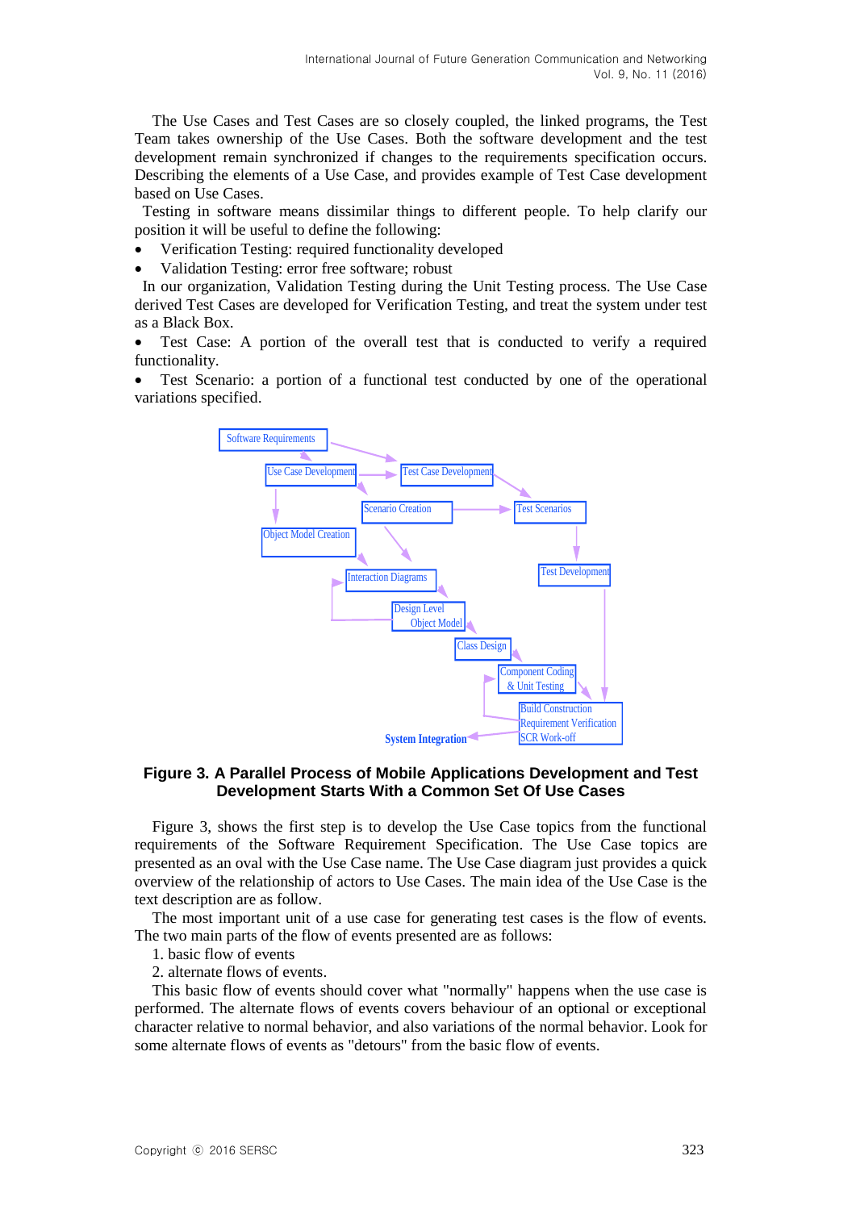The Use Cases and Test Cases are so closely coupled, the linked programs, the Test Team takes ownership of the Use Cases. Both the software development and the test development remain synchronized if changes to the requirements specification occurs. Describing the elements of a Use Case, and provides example of Test Case development based on Use Cases.

Testing in software means dissimilar things to different people. To help clarify our position it will be useful to define the following:

- Verification Testing: required functionality developed
- Validation Testing: error free software; robust

In our organization, Validation Testing during the Unit Testing process. The Use Case derived Test Cases are developed for Verification Testing, and treat the system under test as a Black Box.

- Test Case: A portion of the overall test that is conducted to verify a required functionality.
- Test Scenario: a portion of a functional test conducted by one of the operational variations specified.

Software Requirements

Use Case Development

Test Case Development

Scenario Creation

Test Scenarios

Object Model Creation

Interaction Diagrams

Test Development

Design Level Object Model

Class Design

Component Coding & Unit Testing

Build Construction
Requirement Verification
SCR Work-off

System Integration

**Figure 3. A Parallel Process of Mobile Applications Development and Test Development Starts With a Common Set Of Use Cases**

Figure 3, shows the first step is to develop the Use Case topics from the functional requirements of the Software Requirement Specification. The Use Case topics are presented as an oval with the Use Case name. The Use Case diagram just provides a quick overview of the relationship of actors to Use Cases. The main idea of the Use Case is the text description are as follow.

The most important unit of a use case for generating test cases is the flow of events. The two main parts of the flow of events presented are as follows:

1. basic flow of events
2. alternate flows of events.

This basic flow of events should cover what "normally" happens when the use case is performed. The alternate flows of events covers behaviour of an optional or exceptional character relative to normal behavior, and also variations of the normal behavior. Look for some alternate flows of events as "detours" from the basic flow of events.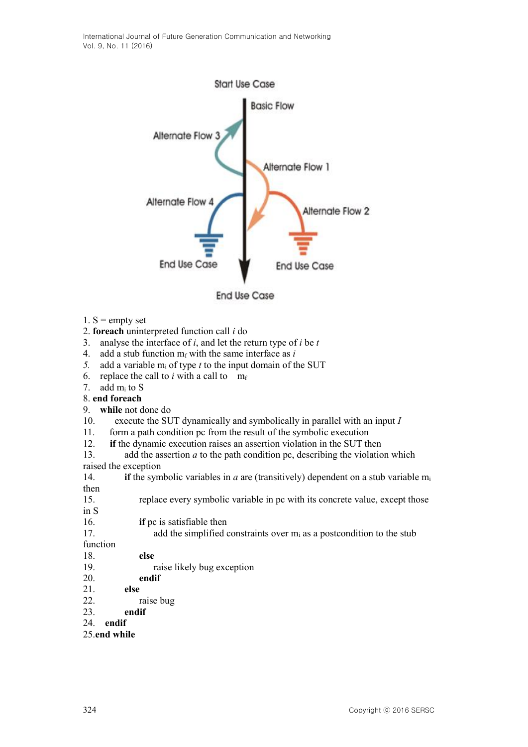Start Use Case

Basic Flow

Alternate Flow 3

Alternate Flow 1

Alternate Flow 4

Alternate Flow 2

End Use Case

End Use Case

End Use Case

1. S = empty set
2. **foreach** uninterpreted function call *i* do
3. analyse the interface of *i*, and let the return type of *i* be *t*
4. add a stub function $m_f$ with the same interface as *i*
5. add a variable $m_i$ of type *t* to the input domain of the SUT
6. replace the call to *i* with a call to $m_f$
7. add $m_i$ to S
8. **end foreach**
9. **while** not done do
10. execute the SUT dynamically and symbolically in parallel with an input *I*
11. form a path condition pc from the result of the symbolic execution
12. **if** the dynamic execution raises an assertion violation in the SUT then
13. add the assertion *a* to the path condition pc, describing the violation which raised the exception
14. **if** the symbolic variables in *a* are (transitively) dependent on a stub variable $m_i$ then
15. replace every symbolic variable in pc with its concrete value, except those in S
16. **if** pc is satisfiable then
17. add the simplified constraints over $m_i$ as a postcondition to the stub function
18. **else**
19. raise likely bug exception
20. **endif**
21. **else**
22. raise bug
23. **endif**
24. **endif**
25. **end while**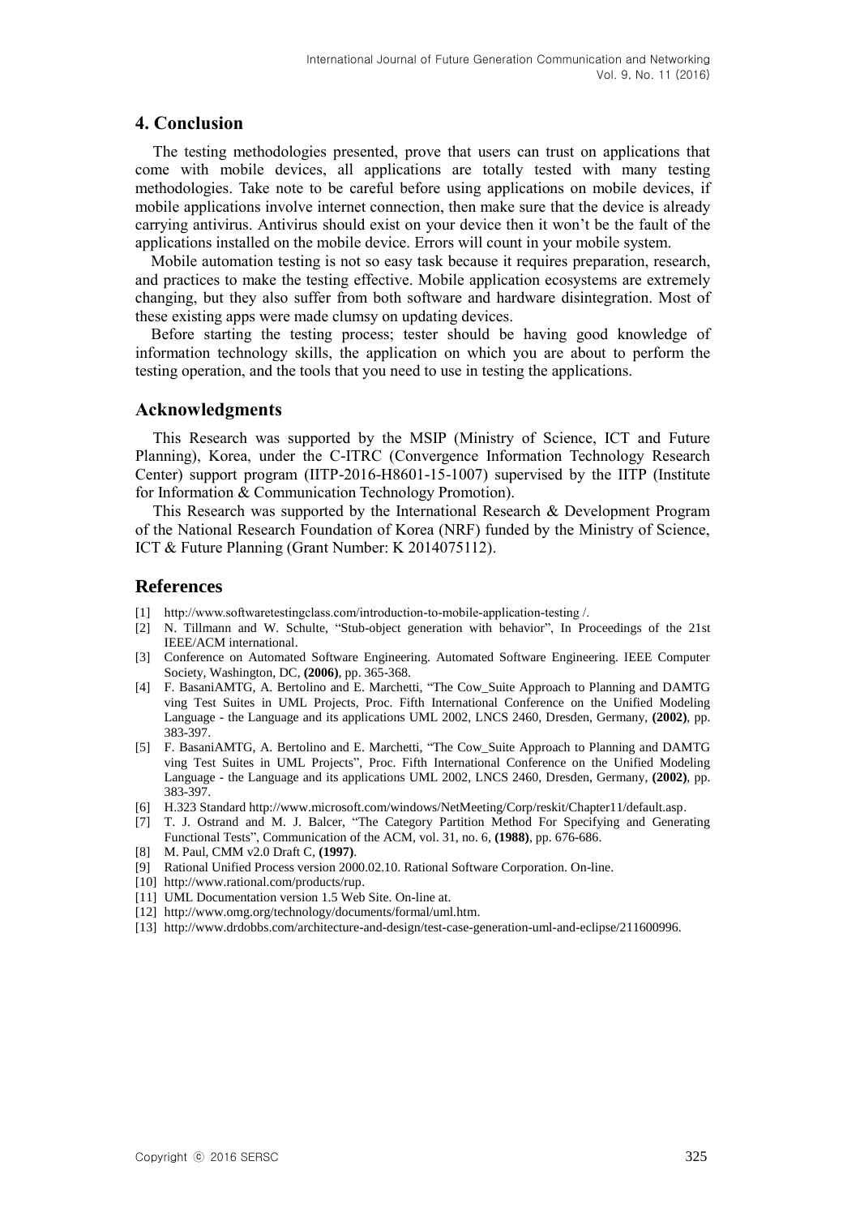## 4. Conclusion

The testing methodologies presented, prove that users can trust on applications that come with mobile devices, all applications are totally tested with many testing methodologies. Take note to be careful before using applications on mobile devices, if mobile applications involve internet connection, then make sure that the device is already carrying antivirus. Antivirus should exist on your device then it won't be the fault of the applications installed on the mobile device. Errors will count in your mobile system.

Mobile automation testing is not so easy task because it requires preparation, research, and practices to make the testing effective. Mobile application ecosystems are extremely changing, but they also suffer from both software and hardware disintegration. Most of these existing apps were made clumsy on updating devices.

Before starting the testing process; tester should be having good knowledge of information technology skills, the application on which you are about to perform the testing operation, and the tools that you need to use in testing the applications.

## Acknowledgments

This Research was supported by the MSIP (Ministry of Science, ICT and Future Planning), Korea, under the C-ITRC (Convergence Information Technology Research Center) support program (IITP-2016-H8601-15-1007) supervised by the IITP (Institute for Information & Communication Technology Promotion).

This Research was supported by the International Research & Development Program of the National Research Foundation of Korea (NRF) funded by the Ministry of Science, ICT & Future Planning (Grant Number: K 2014075112).

## References

[1] http://www.softwaretestingclass.com/introduction-to-mobile-application-testing /.

[2] N. Tillmann and W. Schulte, "Stub-object generation with behavior", In Proceedings of the 21st IEEE/ACM international.

[3] Conference on Automated Software Engineering. Automated Software Engineering. IEEE Computer Society, Washington, DC, **(2006)**, pp. 365-368.

[4] F. BasaniAMTG, A. Bertolino and E. Marchetti, "The Cow_Suite Approach to Planning and DAMTG ving Test Suites in UML Projects, Proc. Fifth International Conference on the Unified Modeling Language - the Language and its applications UML 2002, LNCS 2460, Dresden, Germany, **(2002)**, pp. 383-397.

[5] F. BasaniAMTG, A. Bertolino and E. Marchetti, "The Cow_Suite Approach to Planning and DAMTG ving Test Suites in UML Projects", Proc. Fifth International Conference on the Unified Modeling Language - the Language and its applications UML 2002, LNCS 2460, Dresden, Germany, **(2002)**, pp. 383-397.

[6] H.323 Standard http://www.microsoft.com/windows/NetMeeting/Corp/reskit/Chapter11/default.asp.

[7] T. J. Ostrand and M. J. Balcer, "The Category Partition Method For Specifying and Generating Functional Tests", Communication of the ACM, vol. 31, no. 6, **(1988)**, pp. 676-686.

[8] M. Paul, CMM v2.0 Draft C, **(1997)**.

[9] Rational Unified Process version 2000.02.10. Rational Software Corporation. On-line.

[10] http://www.rational.com/products/rup.

[11] UML Documentation version 1.5 Web Site. On-line at.

[12] http://www.omg.org/technology/documents/formal/uml.htm.

[13] http://www.drdobbs.com/architecture-and-design/test-case-generation-uml-and-eclipse/211600996.